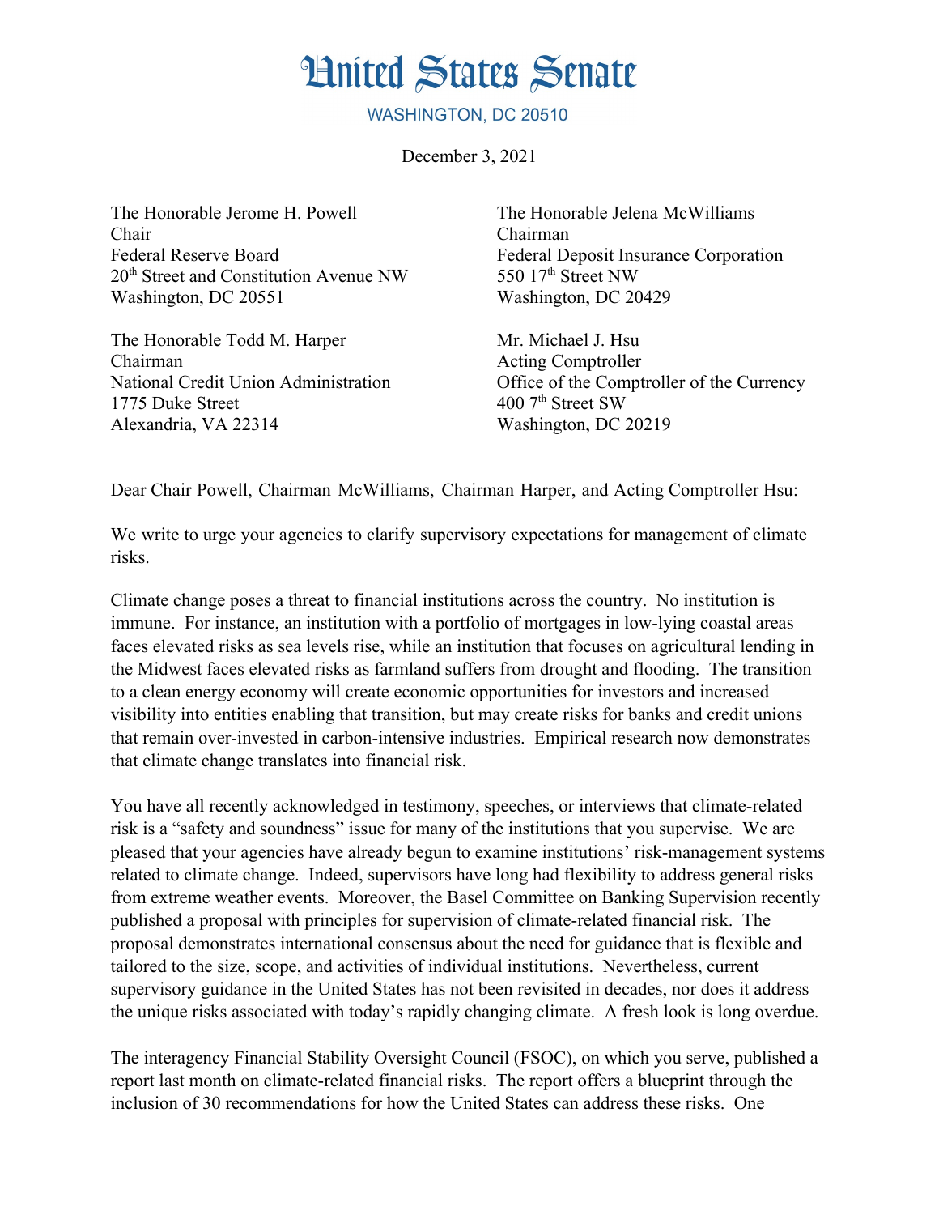# United States Senate

WASHINGTON, DC 20510

December 3, 2021

The Honorable Jerome H. Powell
Chair
Federal Reserve Board
20th Street and Constitution Avenue NW
Washington, DC 20551

The Honorable Jelena McWilliams
Chairman
Federal Deposit Insurance Corporation
550 17th Street NW
Washington, DC 20429

The Honorable Todd M. Harper
Chairman
National Credit Union Administration
1775 Duke Street
Alexandria, VA 22314

Mr. Michael J. Hsu
Acting Comptroller
Office of the Comptroller of the Currency
400 7th Street SW
Washington, DC 20219

Dear Chair Powell, Chairman McWilliams, Chairman Harper, and Acting Comptroller Hsu:

We write to urge your agencies to clarify supervisory expectations for management of climate risks.

Climate change poses a threat to financial institutions across the country. No institution is immune. For instance, an institution with a portfolio of mortgages in low-lying coastal areas faces elevated risks as sea levels rise, while an institution that focuses on agricultural lending in the Midwest faces elevated risks as farmland suffers from drought and flooding. The transition to a clean energy economy will create economic opportunities for investors and increased visibility into entities enabling that transition, but may create risks for banks and credit unions that remain over-invested in carbon-intensive industries. Empirical research now demonstrates that climate change translates into financial risk.

You have all recently acknowledged in testimony, speeches, or interviews that climate-related risk is a "safety and soundness" issue for many of the institutions that you supervise. We are pleased that your agencies have already begun to examine institutions' risk-management systems related to climate change. Indeed, supervisors have long had flexibility to address general risks from extreme weather events. Moreover, the Basel Committee on Banking Supervision recently published a proposal with principles for supervision of climate-related financial risk. The proposal demonstrates international consensus about the need for guidance that is flexible and tailored to the size, scope, and activities of individual institutions. Nevertheless, current supervisory guidance in the United States has not been revisited in decades, nor does it address the unique risks associated with today's rapidly changing climate. A fresh look is long overdue.

The interagency Financial Stability Oversight Council (FSOC), on which you serve, published a report last month on climate-related financial risks. The report offers a blueprint through the inclusion of 30 recommendations for how the United States can address these risks. One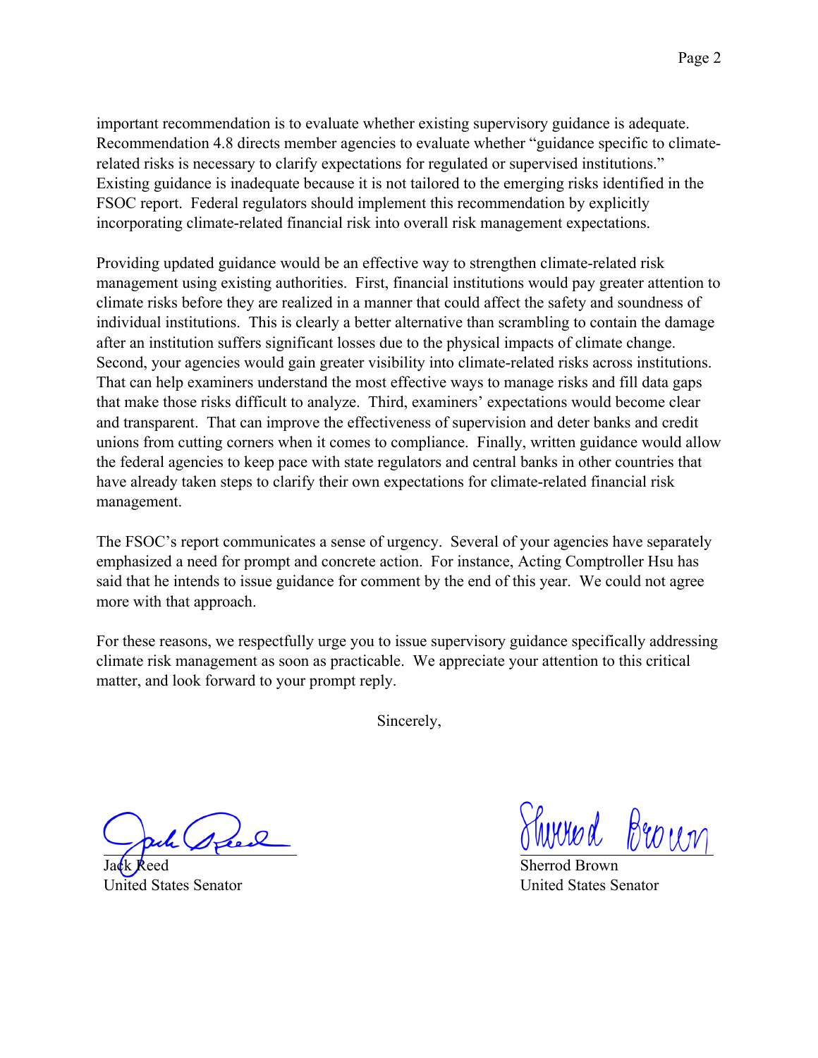important recommendation is to evaluate whether existing supervisory guidance is adequate. Recommendation 4.8 directs member agencies to evaluate whether "guidance specific to climate-related risks is necessary to clarify expectations for regulated or supervised institutions." Existing guidance is inadequate because it is not tailored to the emerging risks identified in the FSOC report. Federal regulators should implement this recommendation by explicitly incorporating climate-related financial risk into overall risk management expectations.

Providing updated guidance would be an effective way to strengthen climate-related risk management using existing authorities. First, financial institutions would pay greater attention to climate risks before they are realized in a manner that could affect the safety and soundness of individual institutions. This is clearly a better alternative than scrambling to contain the damage after an institution suffers significant losses due to the physical impacts of climate change. Second, your agencies would gain greater visibility into climate-related risks across institutions. That can help examiners understand the most effective ways to manage risks and fill data gaps that make those risks difficult to analyze. Third, examiners' expectations would become clear and transparent. That can improve the effectiveness of supervision and deter banks and credit unions from cutting corners when it comes to compliance. Finally, written guidance would allow the federal agencies to keep pace with state regulators and central banks in other countries that have already taken steps to clarify their own expectations for climate-related financial risk management.

The FSOC's report communicates a sense of urgency. Several of your agencies have separately emphasized a need for prompt and concrete action. For instance, Acting Comptroller Hsu has said that he intends to issue guidance for comment by the end of this year. We could not agree more with that approach.

For these reasons, we respectfully urge you to issue supervisory guidance specifically addressing climate risk management as soon as practicable. We appreciate your attention to this critical matter, and look forward to your prompt reply.

Sincerely,

Jack Reed
United States Senator

Sherrod Brown
United States Senator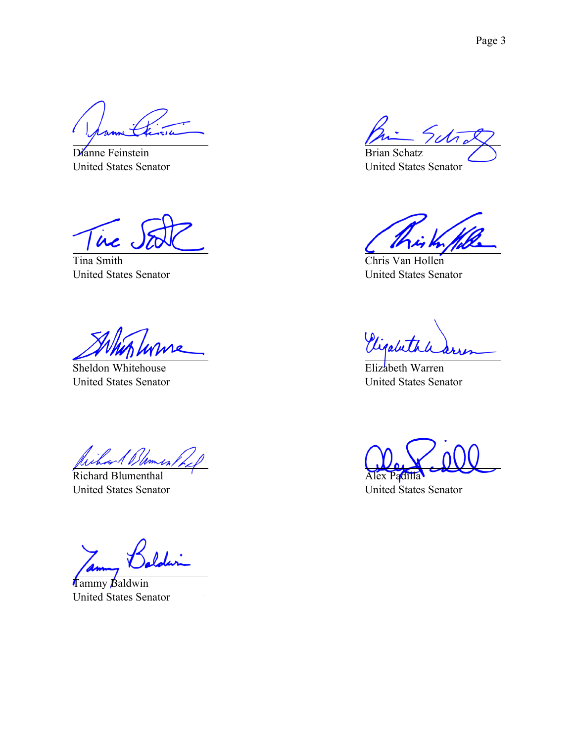Dianne Feinstein
United States Senator

Brian Schatz
United States Senator

Tina Smith
United States Senator

Chris Van Hollen
United States Senator

Sheldon Whitehouse
United States Senator

Elizabeth Warren
United States Senator

Richard Blumenthal
United States Senator

Alex Padilla
United States Senator

Tammy Baldwin
United States Senator